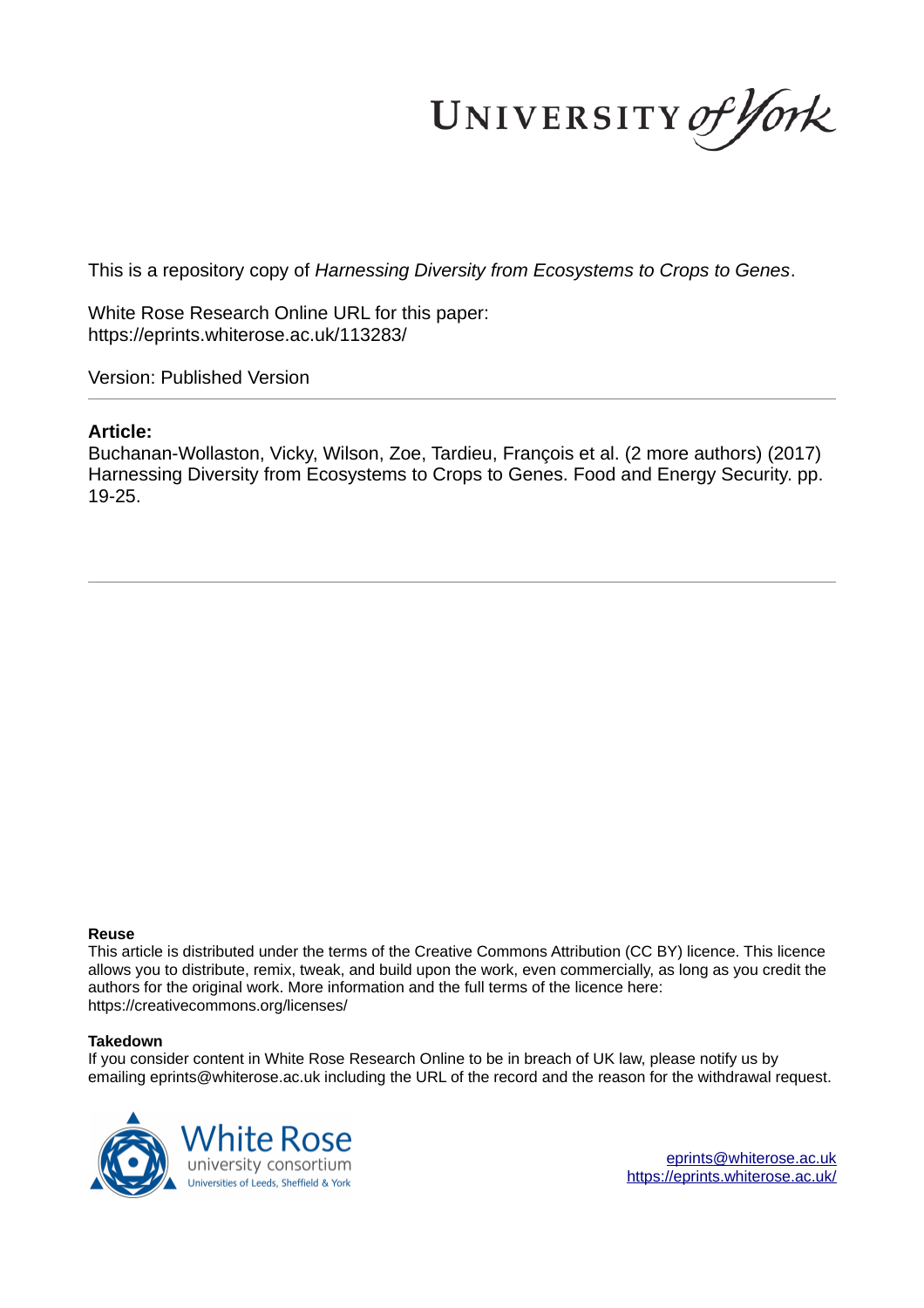This is a repository copy of *Harnessing Diversity from Ecosystems to Crops to Genes*.

White Rose Research Online URL for this paper:
https://eprints.whiterose.ac.uk/113283/

Version: Published Version

**Article:**

Buchanan-Wollaston, Vicky, Wilson, Zoe, Tardieu, François et al. (2 more authors) (2017) Harnessing Diversity from Ecosystems to Crops to Genes. Food and Energy Security. pp. 19-25.

**Reuse**

This article is distributed under the terms of the Creative Commons Attribution (CC BY) licence. This licence allows you to distribute, remix, tweak, and build upon the work, even commercially, as long as you credit the authors for the original work. More information and the full terms of the licence here: https://creativecommons.org/licenses/

**Takedown**

If you consider content in White Rose Research Online to be in breach of UK law, please notify us by emailing eprints@whiterose.ac.uk including the URL of the record and the reason for the withdrawal request.

eprints@whiterose.ac.uk
https://eprints.whiterose.ac.uk/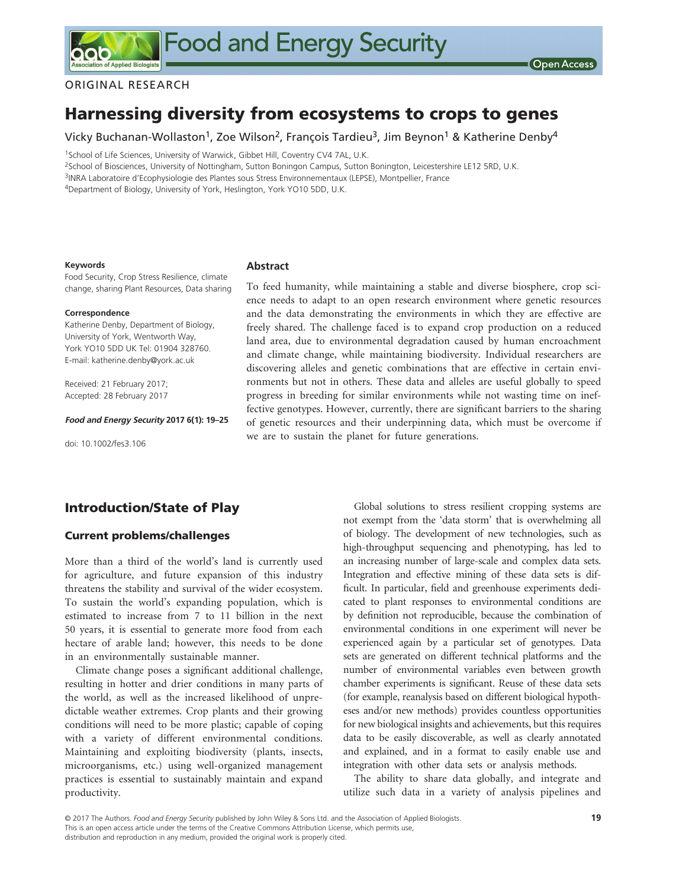# Harnessing diversity from ecosystems to crops to genes

Vicky Buchanan-Wollaston[1], Zoe Wilson[2], François Tardieu[3], Jim Beynon[1] & Katherine Denby[4]

[1]School of Life Sciences, University of Warwick, Gibbet Hill, Coventry CV4 7AL, U.K.

[2]School of Biosciences, University of Nottingham, Sutton Bonington Campus, Sutton Bonington, Leicestershire LE12 5RD, U.K.

[3]INRA Laboratoire d'Ecophysiologie des Plantes sous Stress Environnementaux (LEPSE), Montpellier, France

[4]Department of Biology, University of York, Heslington, York YO10 5DD, U.K.

**Keywords**

Food Security, Crop Stress Resilience, climate change, sharing Plant Resources, Data sharing

**Correspondence**

Katherine Denby, Department of Biology, University of York, Wentworth Way, York YO10 5DD UK Tel: 01904 328760. E-mail: katherine.denby@york.ac.uk

Received: 21 February 2017; Accepted: 28 February 2017

***Food and Energy Security* 2017 6(1): 19–25**

doi: 10.1002/fes3.106

## Abstract

To feed humanity, while maintaining a stable and diverse biosphere, crop science needs to adapt to an open research environment where genetic resources and the data demonstrating the environments in which they are effective are freely shared. The challenge faced is to expand crop production on a reduced land area, due to environmental degradation caused by human encroachment and climate change, while maintaining biodiversity. Individual researchers are discovering alleles and genetic combinations that are effective in certain environments but not in others. These data and alleles are useful globally to speed progress in breeding for similar environments while not wasting time on ineffective genotypes. However, currently, there are significant barriers to the sharing of genetic resources and their underpinning data, which must be overcome if we are to sustain the planet for future generations.

## Introduction/State of Play

### Current problems/challenges

More than a third of the world's land is currently used for agriculture, and future expansion of this industry threatens the stability and survival of the wider ecosystem. To sustain the world's expanding population, which is estimated to increase from 7 to 11 billion in the next 50 years, it is essential to generate more food from each hectare of arable land; however, this needs to be done in an environmentally sustainable manner.

Climate change poses a significant additional challenge, resulting in hotter and drier conditions in many parts of the world, as well as the increased likelihood of unpredictable weather extremes. Crop plants and their growing conditions will need to be more plastic; capable of coping with a variety of different environmental conditions. Maintaining and exploiting biodiversity (plants, insects, microorganisms, etc.) using well-organized management practices is essential to sustainably maintain and expand productivity.

Global solutions to stress resilient cropping systems are not exempt from the 'data storm' that is overwhelming all of biology. The development of new technologies, such as high-throughput sequencing and phenotyping, has led to an increasing number of large-scale and complex data sets. Integration and effective mining of these data sets is difficult. In particular, field and greenhouse experiments dedicated to plant responses to environmental conditions are by definition not reproducible, because the combination of environmental conditions in one experiment will never be experienced again by a particular set of genotypes. Data sets are generated on different technical platforms and the number of environmental variables even between growth chamber experiments is significant. Reuse of these data sets (for example, reanalysis based on different biological hypotheses and/or new methods) provides countless opportunities for new biological insights and achievements, but this requires data to be easily discoverable, as well as clearly annotated and explained, and in a format to easily enable use and integration with other data sets or analysis methods.

The ability to share data globally, and integrate and utilize such data in a variety of analysis pipelines and

© 2017 The Authors. *Food and Energy Security* published by John Wiley & Sons Ltd. and the Association of Applied Biologists. This is an open access article under the terms of the Creative Commons Attribution License, which permits use, distribution and reproduction in any medium, provided the original work is properly cited.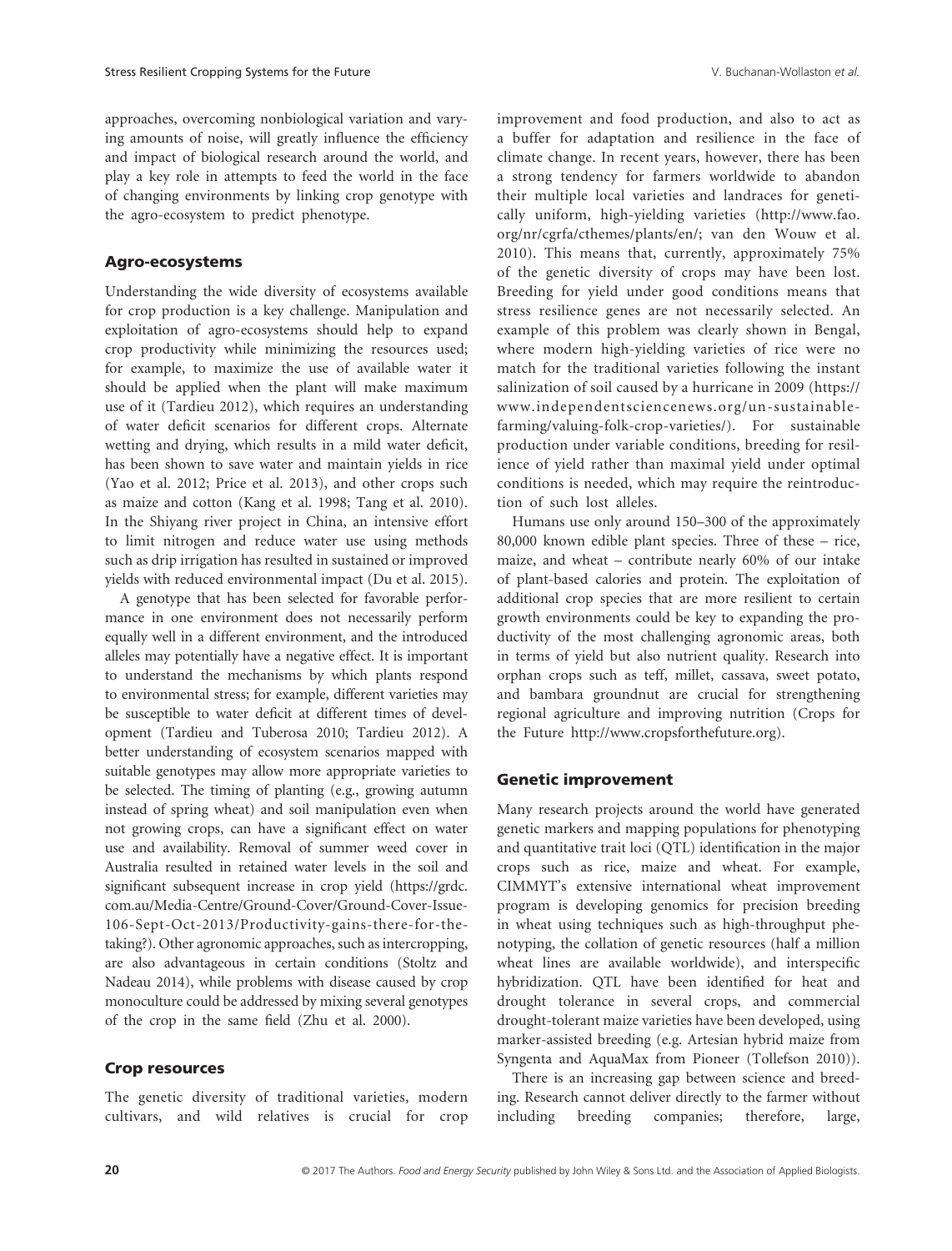approaches, overcoming nonbiological variation and varying amounts of noise, will greatly influence the efficiency and impact of biological research around the world, and play a key role in attempts to feed the world in the face of changing environments by linking crop genotype with the agro-ecosystem to predict phenotype.

## Agro-ecosystems

Understanding the wide diversity of ecosystems available for crop production is a key challenge. Manipulation and exploitation of agro-ecosystems should help to expand crop productivity while minimizing the resources used; for example, to maximize the use of available water it should be applied when the plant will make maximum use of it (Tardieu 2012), which requires an understanding of water deficit scenarios for different crops. Alternate wetting and drying, which results in a mild water deficit, has been shown to save water and maintain yields in rice (Yao et al. 2012; Price et al. 2013), and other crops such as maize and cotton (Kang et al. 1998; Tang et al. 2010). In the Shiyang river project in China, an intensive effort to limit nitrogen and reduce water use using methods such as drip irrigation has resulted in sustained or improved yields with reduced environmental impact (Du et al. 2015).

A genotype that has been selected for favorable performance in one environment does not necessarily perform equally well in a different environment, and the introduced alleles may potentially have a negative effect. It is important to understand the mechanisms by which plants respond to environmental stress; for example, different varieties may be susceptible to water deficit at different times of development (Tardieu and Tuberosa 2010; Tardieu 2012). A better understanding of ecosystem scenarios mapped with suitable genotypes may allow more appropriate varieties to be selected. The timing of planting (e.g., growing autumn instead of spring wheat) and soil manipulation even when not growing crops, can have a significant effect on water use and availability. Removal of summer weed cover in Australia resulted in retained water levels in the soil and significant subsequent increase in crop yield (https://grdc.com.au/Media-Centre/Ground-Cover/Ground-Cover-Issue-106-Sept-Oct-2013/Productivity-gains-there-for-the-taking?). Other agronomic approaches, such as intercropping, are also advantageous in certain conditions (Stoltz and Nadeau 2014), while problems with disease caused by crop monoculture could be addressed by mixing several genotypes of the crop in the same field (Zhu et al. 2000).

## Crop resources

The genetic diversity of traditional varieties, modern cultivars, and wild relatives is crucial for crop improvement and food production, and also to act as a buffer for adaptation and resilience in the face of climate change. In recent years, however, there has been a strong tendency for farmers worldwide to abandon their multiple local varieties and landraces for genetically uniform, high-yielding varieties (http://www.fao.org/nr/cgrfa/cthemes/plants/en/; van den Wouw et al. 2010). This means that, currently, approximately 75% of the genetic diversity of crops may have been lost. Breeding for yield under good conditions means that stress resilience genes are not necessarily selected. An example of this problem was clearly shown in Bengal, where modern high-yielding varieties of rice were no match for the traditional varieties following the instant salinization of soil caused by a hurricane in 2009 (https://www.independentsciencenews.org/un-sustainable-farming/valuing-folk-crop-varieties/). For sustainable production under variable conditions, breeding for resilience of yield rather than maximal yield under optimal conditions is needed, which may require the reintroduction of such lost alleles.

Humans use only around 150–300 of the approximately 80,000 known edible plant species. Three of these – rice, maize, and wheat – contribute nearly 60% of our intake of plant-based calories and protein. The exploitation of additional crop species that are more resilient to certain growth environments could be key to expanding the productivity of the most challenging agronomic areas, both in terms of yield but also nutrient quality. Research into orphan crops such as teff, millet, cassava, sweet potato, and bambara groundnut are crucial for strengthening regional agriculture and improving nutrition (Crops for the Future http://www.cropsforthefuture.org).

## Genetic improvement

Many research projects around the world have generated genetic markers and mapping populations for phenotyping and quantitative trait loci (QTL) identification in the major crops such as rice, maize and wheat. For example, CIMMYT's extensive international wheat improvement program is developing genomics for precision breeding in wheat using techniques such as high-throughput phenotyping, the collation of genetic resources (half a million wheat lines are available worldwide), and interspecific hybridization. QTL have been identified for heat and drought tolerance in several crops, and commercial drought-tolerant maize varieties have been developed, using marker-assisted breeding (e.g. Artesian hybrid maize from Syngenta and AquaMax from Pioneer (Tollefson 2010)).

There is an increasing gap between science and breeding. Research cannot deliver directly to the farmer without including breeding companies; therefore, large,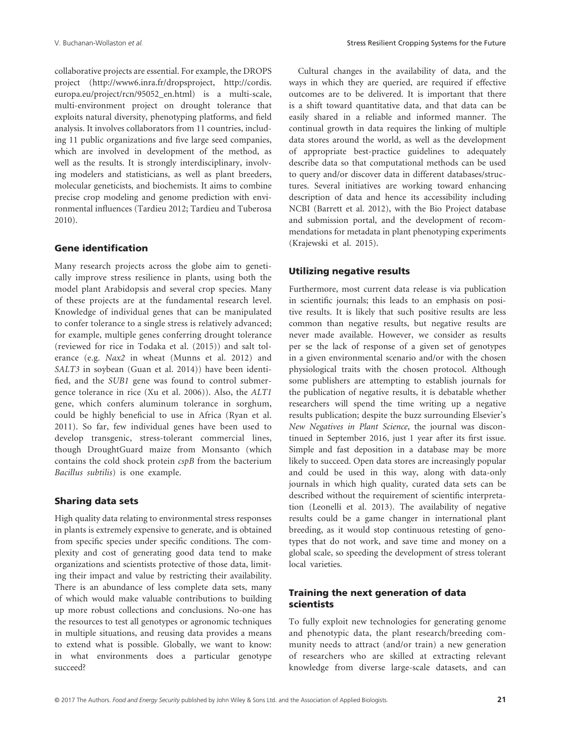collaborative projects are essential. For example, the DROPS project (http://www6.inra.fr/dropsproject, http://cordis.europa.eu/project/rcn/95052_en.html) is a multi-scale, multi-environment project on drought tolerance that exploits natural diversity, phenotyping platforms, and field analysis. It involves collaborators from 11 countries, including 11 public organizations and five large seed companies, which are involved in development of the method, as well as the results. It is strongly interdisciplinary, involving modelers and statisticians, as well as plant breeders, molecular geneticists, and biochemists. It aims to combine precise crop modeling and genome prediction with environmental influences (Tardieu 2012; Tardieu and Tuberosa 2010).

### Gene identification

Many research projects across the globe aim to genetically improve stress resilience in plants, using both the model plant Arabidopsis and several crop species. Many of these projects are at the fundamental research level. Knowledge of individual genes that can be manipulated to confer tolerance to a single stress is relatively advanced; for example, multiple genes conferring drought tolerance (reviewed for rice in Todaka et al. (2015)) and salt tolerance (e.g. *Nax2* in wheat (Munns et al. 2012) and *SALT3* in soybean (Guan et al. 2014)) have been identified, and the *SUB1* gene was found to control submergence tolerance in rice (Xu et al. 2006)). Also, the *ALT1* gene, which confers aluminum tolerance in sorghum, could be highly beneficial to use in Africa (Ryan et al. 2011). So far, few individual genes have been used to develop transgenic, stress-tolerant commercial lines, though DroughtGuard maize from Monsanto (which contains the cold shock protein *cspB* from the bacterium *Bacillus subtilis*) is one example.

### Sharing data sets

High quality data relating to environmental stress responses in plants is extremely expensive to generate, and is obtained from specific species under specific conditions. The complexity and cost of generating good data tend to make organizations and scientists protective of those data, limiting their impact and value by restricting their availability. There is an abundance of less complete data sets, many of which would make valuable contributions to building up more robust collections and conclusions. No-one has the resources to test all genotypes or agronomic techniques in multiple situations, and reusing data provides a means to extend what is possible. Globally, we want to know: in what environments does a particular genotype succeed?

Cultural changes in the availability of data, and the ways in which they are queried, are required if effective outcomes are to be delivered. It is important that there is a shift toward quantitative data, and that data can be easily shared in a reliable and informed manner. The continual growth in data requires the linking of multiple data stores around the world, as well as the development of appropriate best-practice guidelines to adequately describe data so that computational methods can be used to query and/or discover data in different databases/structures. Several initiatives are working toward enhancing description of data and hence its accessibility including NCBI (Barrett et al. 2012), with the Bio Project database and submission portal, and the development of recommendations for metadata in plant phenotyping experiments (Krajewski et al. 2015).

### Utilizing negative results

Furthermore, most current data release is via publication in scientific journals; this leads to an emphasis on positive results. It is likely that such positive results are less common than negative results, but negative results are never made available. However, we consider as results per se the lack of response of a given set of genotypes in a given environmental scenario and/or with the chosen physiological traits with the chosen protocol. Although some publishers are attempting to establish journals for the publication of negative results, it is debatable whether researchers will spend the time writing up a negative results publication; despite the buzz surrounding Elsevier's *New Negatives in Plant Science*, the journal was discontinued in September 2016, just 1 year after its first issue. Simple and fast deposition in a database may be more likely to succeed. Open data stores are increasingly popular and could be used in this way, along with data-only journals in which high quality, curated data sets can be described without the requirement of scientific interpretation (Leonelli et al. 2013). The availability of negative results could be a game changer in international plant breeding, as it would stop continuous retesting of genotypes that do not work, and save time and money on a global scale, so speeding the development of stress tolerant local varieties.

### Training the next generation of data scientists

To fully exploit new technologies for generating genome and phenotypic data, the plant research/breeding community needs to attract (and/or train) a new generation of researchers who are skilled at extracting relevant knowledge from diverse large-scale datasets, and can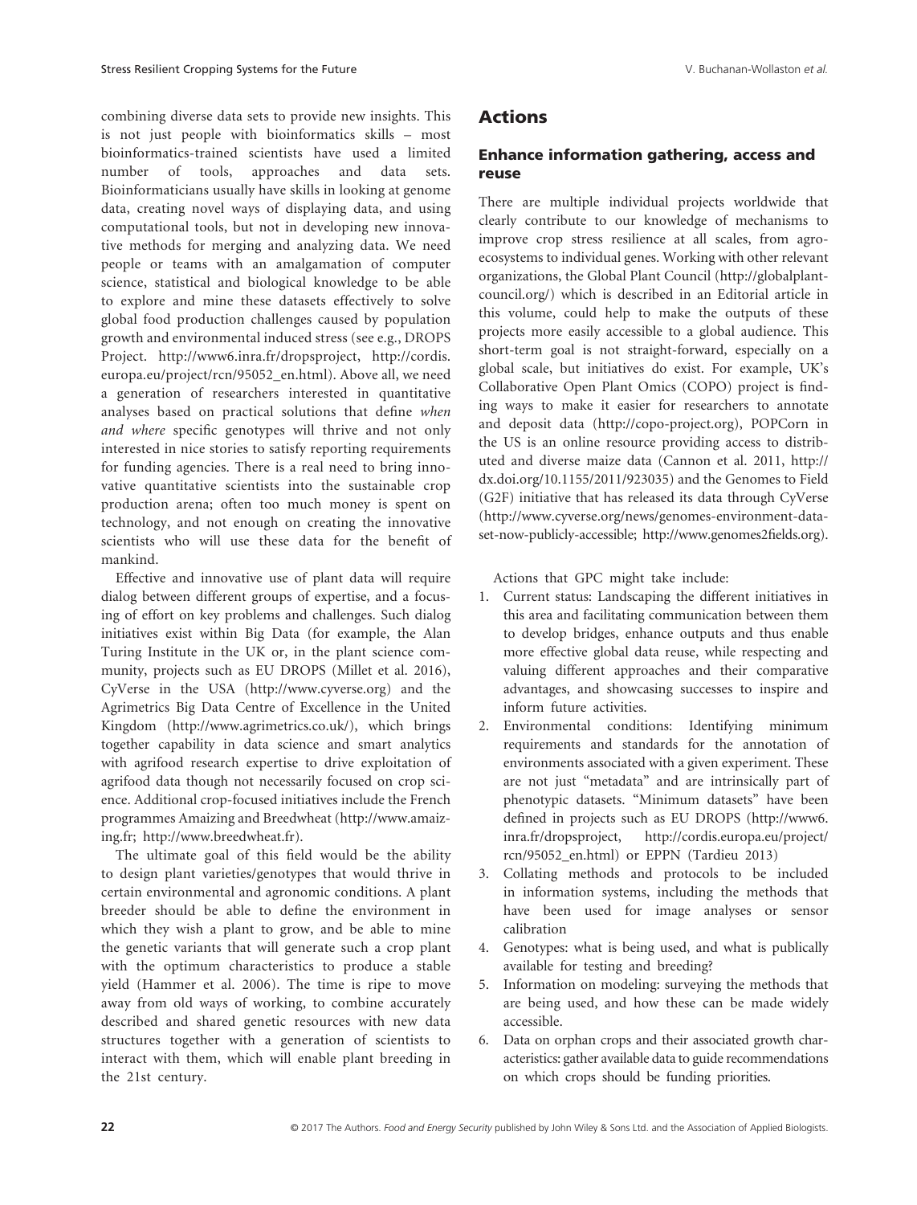combining diverse data sets to provide new insights. This is not just people with bioinformatics skills – most bioinformatics-trained scientists have used a limited number of tools, approaches and data sets. Bioinformaticians usually have skills in looking at genome data, creating novel ways of displaying data, and using computational tools, but not in developing new innovative methods for merging and analyzing data. We need people or teams with an amalgamation of computer science, statistical and biological knowledge to be able to explore and mine these datasets effectively to solve global food production challenges caused by population growth and environmental induced stress (see e.g., DROPS Project. http://www6.inra.fr/dropsproject, http://cordis.europa.eu/project/rcn/95052_en.html). Above all, we need a generation of researchers interested in quantitative analyses based on practical solutions that define *when and where* specific genotypes will thrive and not only interested in nice stories to satisfy reporting requirements for funding agencies. There is a real need to bring innovative quantitative scientists into the sustainable crop production arena; often too much money is spent on technology, and not enough on creating the innovative scientists who will use these data for the benefit of mankind.

Effective and innovative use of plant data will require dialog between different groups of expertise, and a focusing of effort on key problems and challenges. Such dialog initiatives exist within Big Data (for example, the Alan Turing Institute in the UK or, in the plant science community, projects such as EU DROPS (Millet et al. 2016), CyVerse in the USA (http://www.cyverse.org) and the Agrimetrics Big Data Centre of Excellence in the United Kingdom (http://www.agrimetrics.co.uk/), which brings together capability in data science and smart analytics with agrifood research expertise to drive exploitation of agrifood data though not necessarily focused on crop science. Additional crop-focused initiatives include the French programmes Amaizing and Breedwheat (http://www.amaizing.fr; http://www.breedwheat.fr).

The ultimate goal of this field would be the ability to design plant varieties/genotypes that would thrive in certain environmental and agronomic conditions. A plant breeder should be able to define the environment in which they wish a plant to grow, and be able to mine the genetic variants that will generate such a crop plant with the optimum characteristics to produce a stable yield (Hammer et al. 2006). The time is ripe to move away from old ways of working, to combine accurately described and shared genetic resources with new data structures together with a generation of scientists to interact with them, which will enable plant breeding in the 21st century.

## Actions

### Enhance information gathering, access and reuse

There are multiple individual projects worldwide that clearly contribute to our knowledge of mechanisms to improve crop stress resilience at all scales, from agroecosystems to individual genes. Working with other relevant organizations, the Global Plant Council (http://globalplantcouncil.org/) which is described in an Editorial article in this volume, could help to make the outputs of these projects more easily accessible to a global audience. This short-term goal is not straight-forward, especially on a global scale, but initiatives do exist. For example, UK's Collaborative Open Plant Omics (COPO) project is finding ways to make it easier for researchers to annotate and deposit data (http://copo-project.org), POPCorn in the US is an online resource providing access to distributed and diverse maize data (Cannon et al. 2011, http://dx.doi.org/10.1155/2011/923035) and the Genomes to Field (G2F) initiative that has released its data through CyVerse (http://www.cyverse.org/news/genomes-environment-dataset-now-publicly-accessible; http://www.genomes2fields.org).

Actions that GPC might take include:

1. Current status: Landscaping the different initiatives in this area and facilitating communication between them to develop bridges, enhance outputs and thus enable more effective global data reuse, while respecting and valuing different approaches and their comparative advantages, and showcasing successes to inspire and inform future activities.
2. Environmental conditions: Identifying minimum requirements and standards for the annotation of environments associated with a given experiment. These are not just "metadata" and are intrinsically part of phenotypic datasets. "Minimum datasets" have been defined in projects such as EU DROPS (http://www6.inra.fr/dropsproject, http://cordis.europa.eu/project/rcn/95052_en.html) or EPPN (Tardieu 2013)
3. Collating methods and protocols to be included in information systems, including the methods that have been used for image analyses or sensor calibration
4. Genotypes: what is being used, and what is publically available for testing and breeding?
5. Information on modeling: surveying the methods that are being used, and how these can be made widely accessible.
6. Data on orphan crops and their associated growth characteristics: gather available data to guide recommendations on which crops should be funding priorities.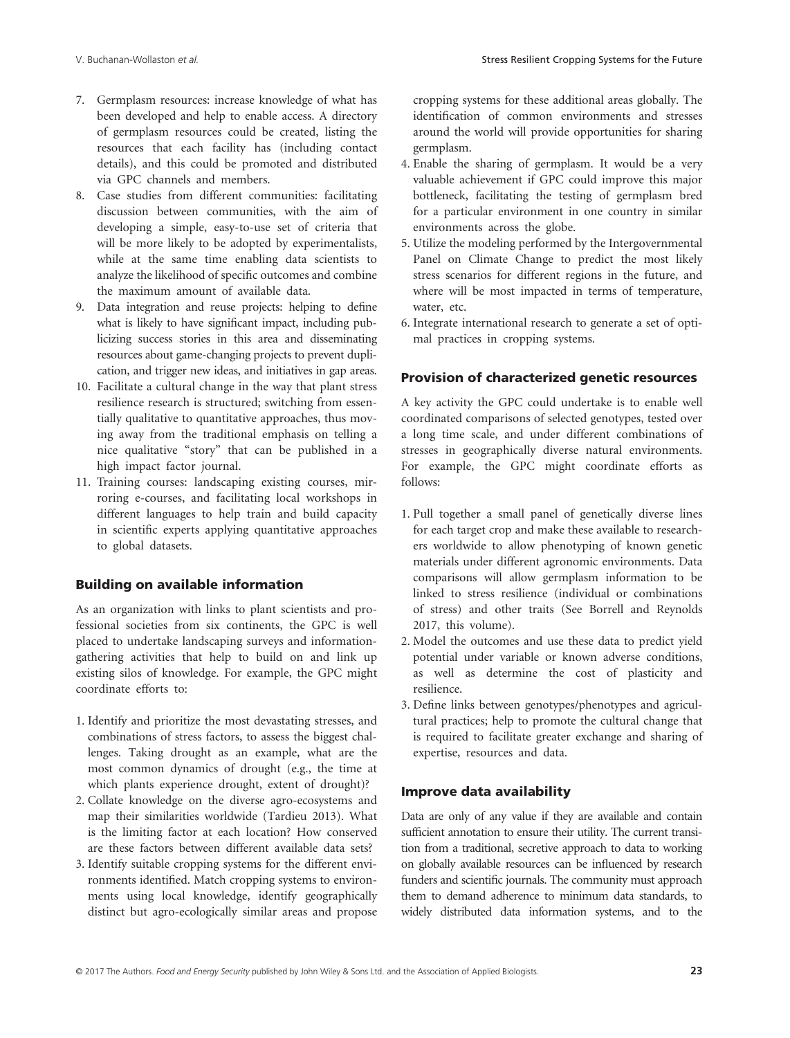7. Germplasm resources: increase knowledge of what has been developed and help to enable access. A directory of germplasm resources could be created, listing the resources that each facility has (including contact details), and this could be promoted and distributed via GPC channels and members.
8. Case studies from different communities: facilitating discussion between communities, with the aim of developing a simple, easy-to-use set of criteria that will be more likely to be adopted by experimentalists, while at the same time enabling data scientists to analyze the likelihood of specific outcomes and combine the maximum amount of available data.
9. Data integration and reuse projects: helping to define what is likely to have significant impact, including publicizing success stories in this area and disseminating resources about game-changing projects to prevent duplication, and trigger new ideas, and initiatives in gap areas.
10. Facilitate a cultural change in the way that plant stress resilience research is structured; switching from essentially qualitative to quantitative approaches, thus moving away from the traditional emphasis on telling a nice qualitative "story" that can be published in a high impact factor journal.
11. Training courses: landscaping existing courses, mirroring e-courses, and facilitating local workshops in different languages to help train and build capacity in scientific experts applying quantitative approaches to global datasets.

## Building on available information

As an organization with links to plant scientists and professional societies from six continents, the GPC is well placed to undertake landscaping surveys and information-gathering activities that help to build on and link up existing silos of knowledge. For example, the GPC might coordinate efforts to:

1. Identify and prioritize the most devastating stresses, and combinations of stress factors, to assess the biggest challenges. Taking drought as an example, what are the most common dynamics of drought (e.g., the time at which plants experience drought, extent of drought)?
2. Collate knowledge on the diverse agro-ecosystems and map their similarities worldwide (Tardieu 2013). What is the limiting factor at each location? How conserved are these factors between different available data sets?
3. Identify suitable cropping systems for the different environments identified. Match cropping systems to environments using local knowledge, identify geographically distinct but agro-ecologically similar areas and propose cropping systems for these additional areas globally. The identification of common environments and stresses around the world will provide opportunities for sharing germplasm.
4. Enable the sharing of germplasm. It would be a very valuable achievement if GPC could improve this major bottleneck, facilitating the testing of germplasm bred for a particular environment in one country in similar environments across the globe.
5. Utilize the modeling performed by the Intergovernmental Panel on Climate Change to predict the most likely stress scenarios for different regions in the future, and where will be most impacted in terms of temperature, water, etc.
6. Integrate international research to generate a set of optimal practices in cropping systems.

## Provision of characterized genetic resources

A key activity the GPC could undertake is to enable well coordinated comparisons of selected genotypes, tested over a long time scale, and under different combinations of stresses in geographically diverse natural environments. For example, the GPC might coordinate efforts as follows:

1. Pull together a small panel of genetically diverse lines for each target crop and make these available to researchers worldwide to allow phenotyping of known genetic materials under different agronomic environments. Data comparisons will allow germplasm information to be linked to stress resilience (individual or combinations of stress) and other traits (See Borrell and Reynolds 2017, this volume).
2. Model the outcomes and use these data to predict yield potential under variable or known adverse conditions, as well as determine the cost of plasticity and resilience.
3. Define links between genotypes/phenotypes and agricultural practices; help to promote the cultural change that is required to facilitate greater exchange and sharing of expertise, resources and data.

## Improve data availability

Data are only of any value if they are available and contain sufficient annotation to ensure their utility. The current transition from a traditional, secretive approach to data to working on globally available resources can be influenced by research funders and scientific journals. The community must approach them to demand adherence to minimum data standards, to widely distributed data information systems, and to the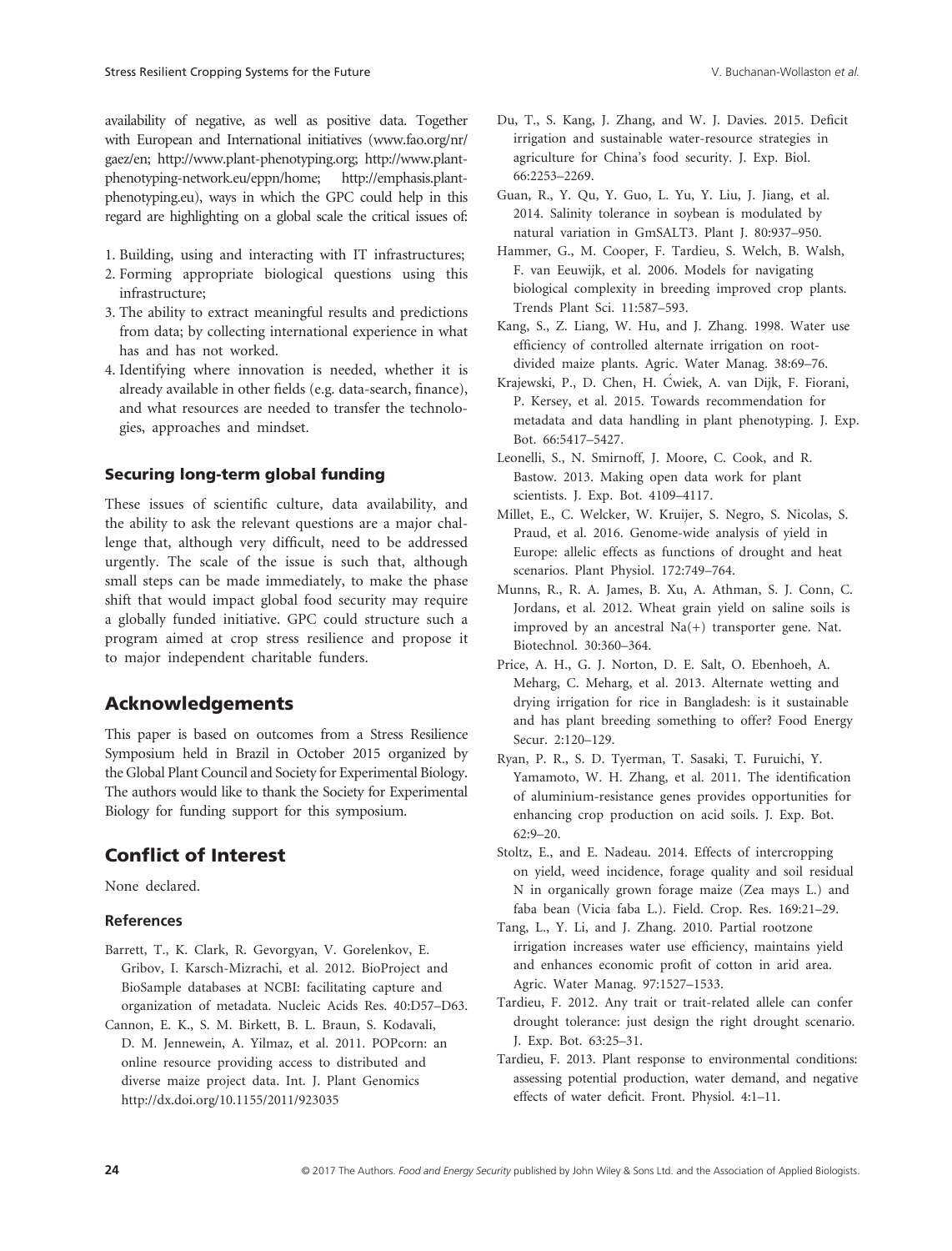availability of negative, as well as positive data. Together with European and International initiatives (www.fao.org/nr/gaez/en; http://www.plant-phenotyping.org; http://www.plant-phenotyping-network.eu/eppn/home; http://emphasis.plant-phenotyping.eu), ways in which the GPC could help in this regard are highlighting on a global scale the critical issues of:

1. Building, using and interacting with IT infrastructures;
2. Forming appropriate biological questions using this infrastructure;
3. The ability to extract meaningful results and predictions from data; by collecting international experience in what has and has not worked.
4. Identifying where innovation is needed, whether it is already available in other fields (e.g. data-search, finance), and what resources are needed to transfer the technologies, approaches and mindset.

### Securing long-term global funding

These issues of scientific culture, data availability, and the ability to ask the relevant questions are a major challenge that, although very difficult, need to be addressed urgently. The scale of the issue is such that, although small steps can be made immediately, to make the phase shift that would impact global food security may require a globally funded initiative. GPC could structure such a program aimed at crop stress resilience and propose it to major independent charitable funders.

## Acknowledgements

This paper is based on outcomes from a Stress Resilience Symposium held in Brazil in October 2015 organized by the Global Plant Council and Society for Experimental Biology. The authors would like to thank the Society for Experimental Biology for funding support for this symposium.

## Conflict of Interest

None declared.

### References

Barrett, T., K. Clark, R. Gevorgyan, V. Gorelenkov, E. Gribov, I. Karsch-Mizrachi, et al. 2012. BioProject and BioSample databases at NCBI: facilitating capture and organization of metadata. Nucleic Acids Res. 40:D57–D63.

Cannon, E. K., S. M. Birkett, B. L. Braun, S. Kodavali, D. M. Jennewein, A. Yilmaz, et al. 2011. POPcorn: an online resource providing access to distributed and diverse maize project data. Int. J. Plant Genomics http://dx.doi.org/10.1155/2011/923035

Du, T., S. Kang, J. Zhang, and W. J. Davies. 2015. Deficit irrigation and sustainable water-resource strategies in agriculture for China's food security. J. Exp. Biol. 66:2253–2269.

Guan, R., Y. Qu, Y. Guo, L. Yu, Y. Liu, J. Jiang, et al. 2014. Salinity tolerance in soybean is modulated by natural variation in GmSALT3. Plant J. 80:937–950.

Hammer, G., M. Cooper, F. Tardieu, S. Welch, B. Walsh, F. van Eeuwijk, et al. 2006. Models for navigating biological complexity in breeding improved crop plants. Trends Plant Sci. 11:587–593.

Kang, S., Z. Liang, W. Hu, and J. Zhang. 1998. Water use efficiency of controlled alternate irrigation on root-divided maize plants. Agric. Water Manag. 38:69–76.

Krajewski, P., D. Chen, H. Ćwiek, A. van Dijk, F. Fiorani, P. Kersey, et al. 2015. Towards recommendation for metadata and data handling in plant phenotyping. J. Exp. Bot. 66:5417–5427.

Leonelli, S., N. Smirnoff, J. Moore, C. Cook, and R. Bastow. 2013. Making open data work for plant scientists. J. Exp. Bot. 4109–4117.

Millet, E., C. Welcker, W. Kruijer, S. Negro, S. Nicolas, S. Praud, et al. 2016. Genome-wide analysis of yield in Europe: allelic effects as functions of drought and heat scenarios. Plant Physiol. 172:749–764.

Munns, R., R. A. James, B. Xu, A. Athman, S. J. Conn, C. Jordans, et al. 2012. Wheat grain yield on saline soils is improved by an ancestral $Na(+)$ transporter gene. Nat. Biotechnol. 30:360–364.

Price, A. H., G. J. Norton, D. E. Salt, O. Ebenhoeh, A. Meharg, C. Meharg, et al. 2013. Alternate wetting and drying irrigation for rice in Bangladesh: is it sustainable and has plant breeding something to offer? Food Energy Secur. 2:120–129.

Ryan, P. R., S. D. Tyerman, T. Sasaki, T. Furuichi, Y. Yamamoto, W. H. Zhang, et al. 2011. The identification of aluminium-resistance genes provides opportunities for enhancing crop production on acid soils. J. Exp. Bot. 62:9–20.

Stoltz, E., and E. Nadeau. 2014. Effects of intercropping on yield, weed incidence, forage quality and soil residual N in organically grown forage maize (Zea mays L.) and faba bean (Vicia faba L.). Field. Crop. Res. 169:21–29.

Tang, L., Y. Li, and J. Zhang. 2010. Partial rootzone irrigation increases water use efficiency, maintains yield and enhances economic profit of cotton in arid area. Agric. Water Manag. 97:1527–1533.

Tardieu, F. 2012. Any trait or trait-related allele can confer drought tolerance: just design the right drought scenario. J. Exp. Bot. 63:25–31.

Tardieu, F. 2013. Plant response to environmental conditions: assessing potential production, water demand, and negative effects of water deficit. Front. Physiol. 4:1–11.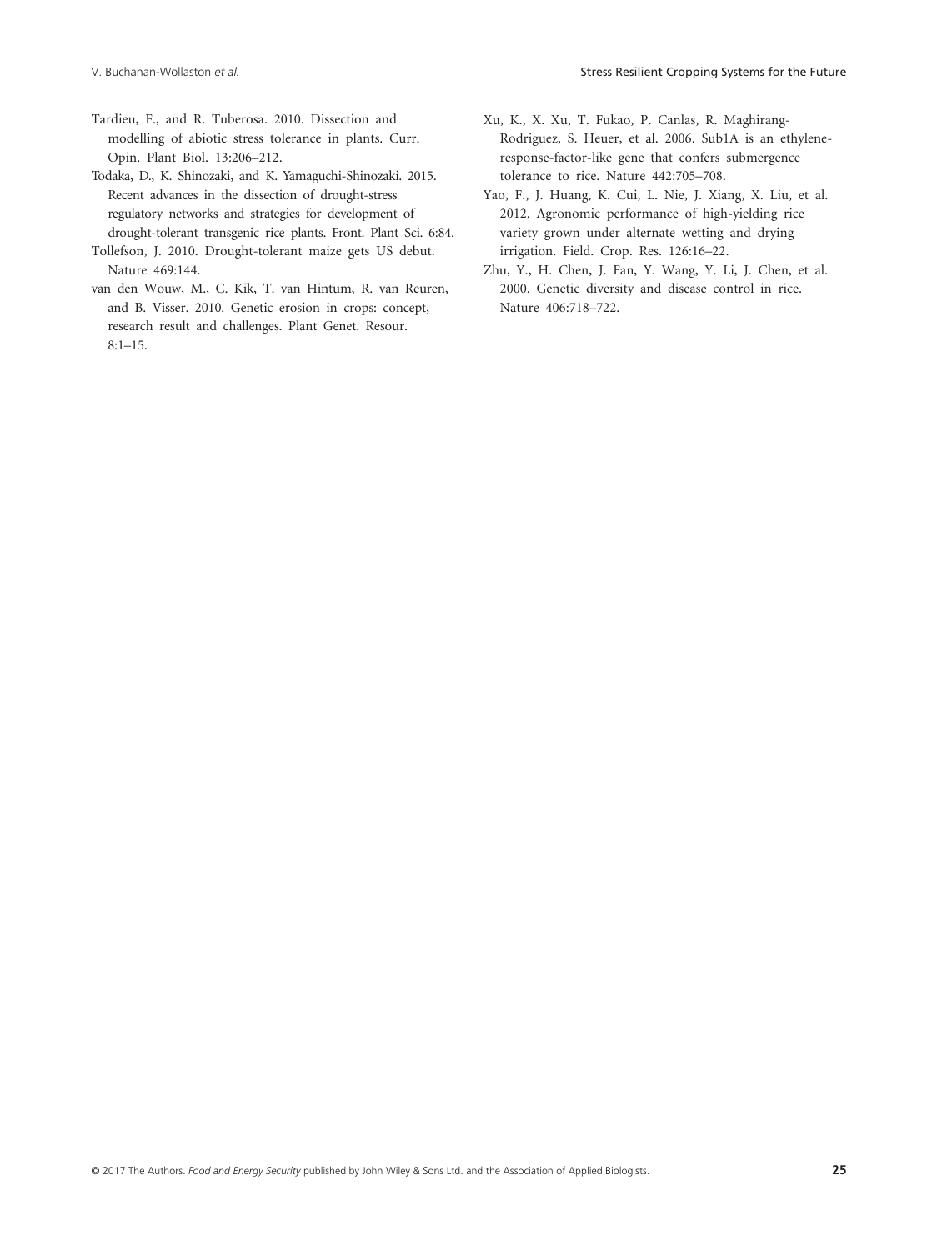Tardieu, F., and R. Tuberosa. 2010. Dissection and modelling of abiotic stress tolerance in plants. Curr. Opin. Plant Biol. 13:206–212.

Todaka, D., K. Shinozaki, and K. Yamaguchi-Shinozaki. 2015. Recent advances in the dissection of drought-stress regulatory networks and strategies for development of drought-tolerant transgenic rice plants. Front. Plant Sci. 6:84.

Tollefson, J. 2010. Drought-tolerant maize gets US debut. Nature 469:144.

van den Wouw, M., C. Kik, T. van Hintum, R. van Reuren, and B. Visser. 2010. Genetic erosion in crops: concept, research result and challenges. Plant Genet. Resour. 8:1–15.

Xu, K., X. Xu, T. Fukao, P. Canlas, R. Maghirang-Rodriguez, S. Heuer, et al. 2006. Sub1A is an ethylene-response-factor-like gene that confers submergence tolerance to rice. Nature 442:705–708.

Yao, F., J. Huang, K. Cui, L. Nie, J. Xiang, X. Liu, et al. 2012. Agronomic performance of high-yielding rice variety grown under alternate wetting and drying irrigation. Field. Crop. Res. 126:16–22.

Zhu, Y., H. Chen, J. Fan, Y. Wang, Y. Li, J. Chen, et al. 2000. Genetic diversity and disease control in rice. Nature 406:718–722.